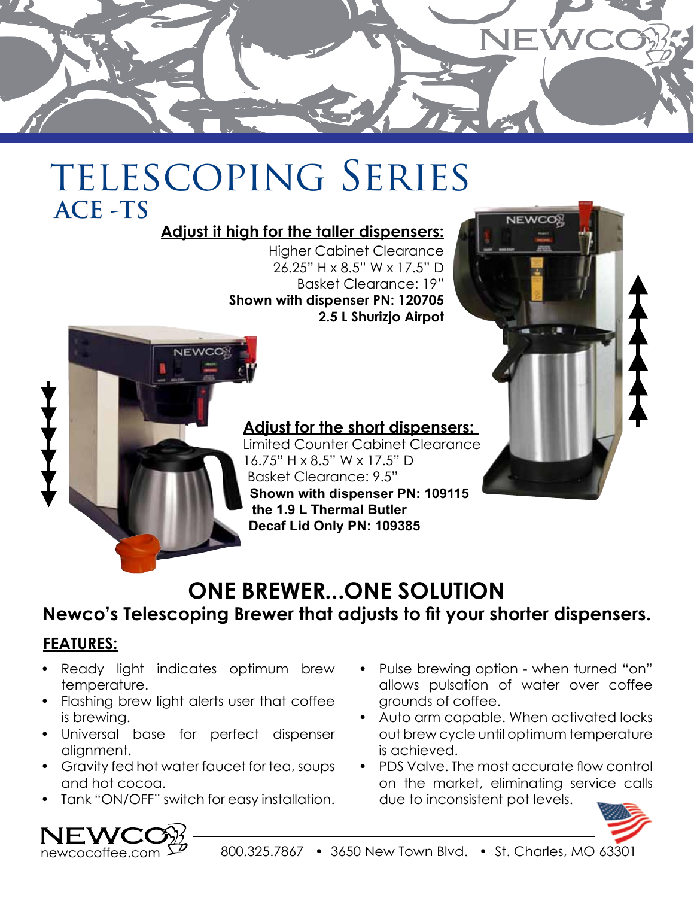# TELESCOPING SERIES
## ACE -TS

**Adjust it high for the taller dispensers:**

Higher Cabinet Clearance
26.25" H x 8.5" W x 17.5" D
Basket Clearance: 19"
**Shown with dispenser PN: 120705**
**2.5 L Shurizjo Airpot**

**Adjust for the short dispensers:**

Limited Counter Cabinet Clearance
16.75" H x 8.5" W x 17.5" D
Basket Clearance: 9.5"
**Shown with dispenser PN: 109115**
**the 1.9 L Thermal Butler**
**Decaf Lid Only PN: 109385**

## ONE BREWER...ONE SOLUTION

### Newco's Telescoping Brewer that adjusts to fit your shorter dispensers.

**FEATURES:**

- Ready light indicates optimum brew temperature.
- Flashing brew light alerts user that coffee is brewing.
- Universal base for perfect dispenser alignment.
- Gravity fed hot water faucet for tea, soups and hot cocoa.
- Tank "ON/OFF" switch for easy installation.
- Pulse brewing option - when turned "on" allows pulsation of water over coffee grounds of coffee.
- Auto arm capable. When activated locks out brew cycle until optimum temperature is achieved.
- PDS Valve. The most accurate flow control on the market, eliminating service calls due to inconsistent pot levels.

NEWCO newcocoffee.com 800.325.7867 • 3650 New Town Blvd. • St. Charles, MO 63301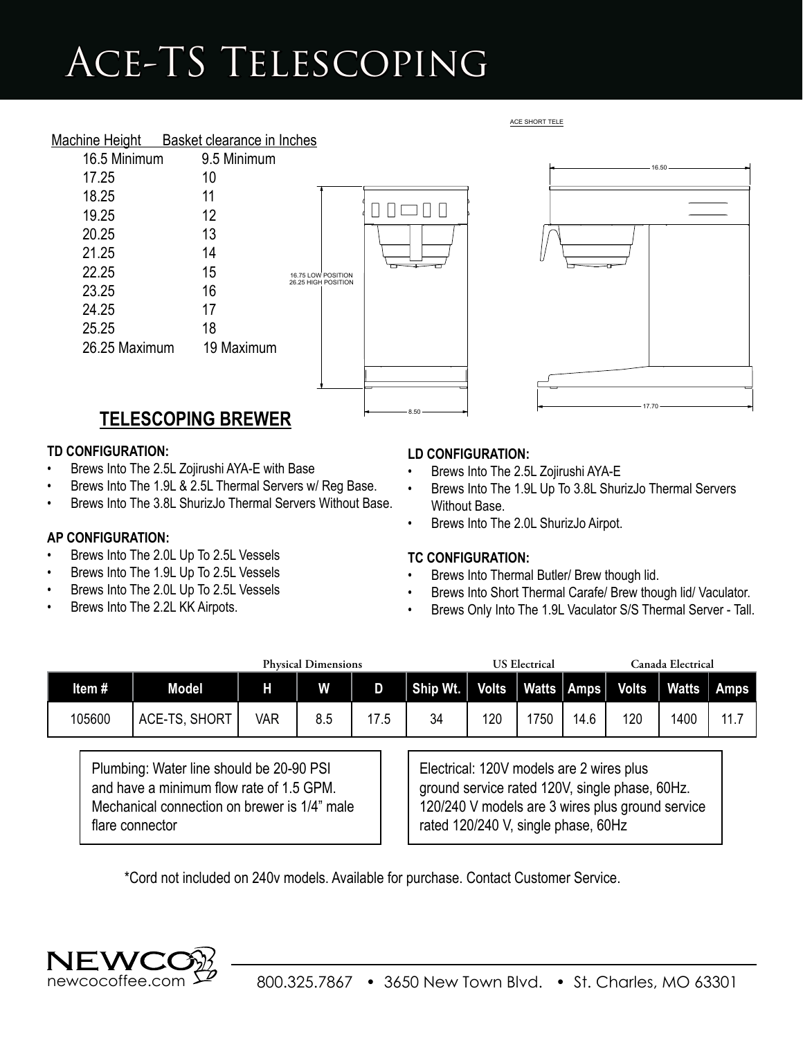# Ace-TS Telescoping

ACE SHORT TELE

| Machine Height | Basket clearance in Inches |
|---|---|
| 16.5 Minimum | 9.5 Minimum |
| 17.25 | 10 |
| 18.25 | 11 |
| 19.25 | 12 |
| 20.25 | 13 |
| 21.25 | 14 |
| 22.25 | 15 |
| 23.25 | 16 |
| 24.25 | 17 |
| 25.25 | 18 |
| 26.25 Maximum | 19 Maximum |

16.75 LOW POSITION
26.25 HIGH POSITION

8.50

16.50

17.70

## TELESCOPING BREWER

**TD CONFIGURATION:**

- Brews Into The 2.5L Zojirushi AYA-E with Base
- Brews Into The 1.9L & 2.5L Thermal Servers w/ Reg Base.
- Brews Into The 3.8L ShurizJo Thermal Servers Without Base.

**AP CONFIGURATION:**

- Brews Into The 2.0L Up To 2.5L Vessels
- Brews Into The 1.9L Up To 2.5L Vessels
- Brews Into The 2.0L Up To 2.5L Vessels
- Brews Into The 2.2L KK Airpots.

**LD CONFIGURATION:**

- Brews Into The 2.5L Zojirushi AYA-E
- Brews Into The 1.9L Up To 3.8L ShurizJo Thermal Servers Without Base.
- Brews Into The 2.0L ShurizJo Airpot.

**TC CONFIGURATION:**

- Brews Into Thermal Butler/ Brew though lid.
- Brews Into Short Thermal Carafe/ Brew though lid/ Vaculator.
- Brews Only Into The 1.9L Vaculator S/S Thermal Server - Tall.

| | | Physical Dimensions | | | | US Electrical | | | Canada Electrical | | |
|---|---|---|---|---|---|---|---|---|---|---|---|
| Item # | Model | H | W | D | Ship Wt. | Volts | Watts | Amps | Volts | Watts | Amps |
| 105600 | ACE-TS, SHORT | VAR | 8.5 | 17.5 | 34 | 120 | 1750 | 14.6 | 120 | 1400 | 11.7 |

Plumbing: Water line should be 20-90 PSI and have a minimum flow rate of 1.5 GPM. Mechanical connection on brewer is 1/4" male flare connector

Electrical: 120V models are 2 wires plus ground service rated 120V, single phase, 60Hz. 120/240 V models are 3 wires plus ground service rated 120/240 V, single phase, 60Hz

*Cord not included on 240v models. Available for purchase. Contact Customer Service.

NEWCO
newcocoffee.com

800.325.7867 • 3650 New Town Blvd. • St. Charles, MO 63301